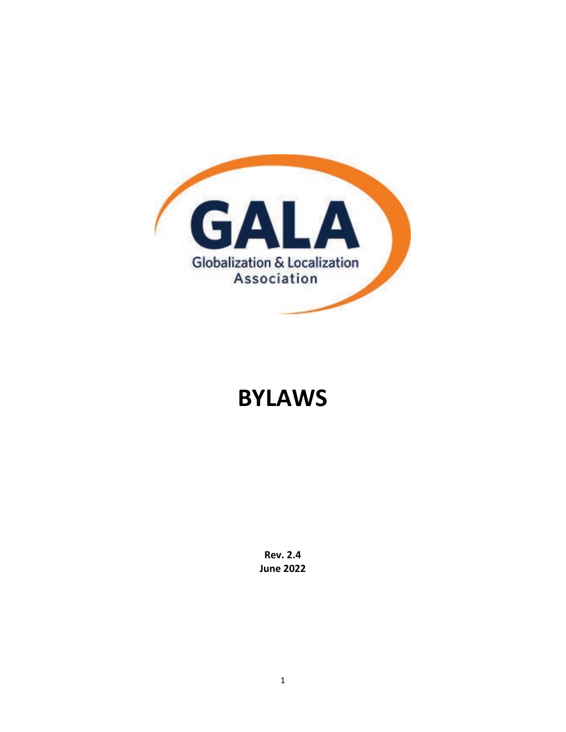GALA

Globalization & Localization Association

# BYLAWS

**Rev. 2.4**
**June 2022**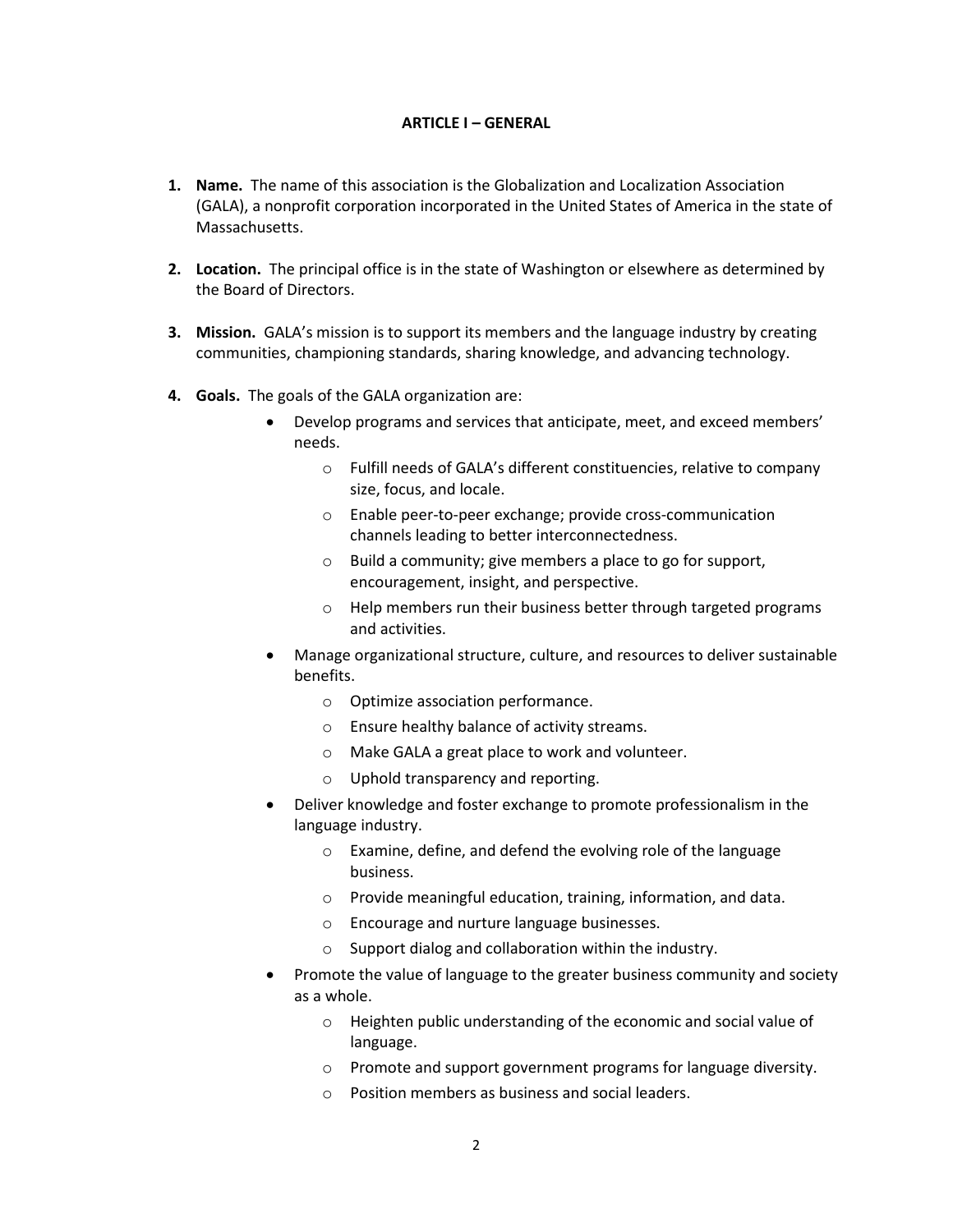## ARTICLE I – GENERAL

1. **Name.** The name of this association is the Globalization and Localization Association (GALA), a nonprofit corporation incorporated in the United States of America in the state of Massachusetts.

2. **Location.** The principal office is in the state of Washington or elsewhere as determined by the Board of Directors.

3. **Mission.** GALA's mission is to support its members and the language industry by creating communities, championing standards, sharing knowledge, and advancing technology.

4. **Goals.** The goals of the GALA organization are:
   - Develop programs and services that anticipate, meet, and exceed members' needs.
     - Fulfill needs of GALA's different constituencies, relative to company size, focus, and locale.
     - Enable peer-to-peer exchange; provide cross-communication channels leading to better interconnectedness.
     - Build a community; give members a place to go for support, encouragement, insight, and perspective.
     - Help members run their business better through targeted programs and activities.
   - Manage organizational structure, culture, and resources to deliver sustainable benefits.
     - Optimize association performance.
     - Ensure healthy balance of activity streams.
     - Make GALA a great place to work and volunteer.
     - Uphold transparency and reporting.
   - Deliver knowledge and foster exchange to promote professionalism in the language industry.
     - Examine, define, and defend the evolving role of the language business.
     - Provide meaningful education, training, information, and data.
     - Encourage and nurture language businesses.
     - Support dialog and collaboration within the industry.
   - Promote the value of language to the greater business community and society as a whole.
     - Heighten public understanding of the economic and social value of language.
     - Promote and support government programs for language diversity.
     - Position members as business and social leaders.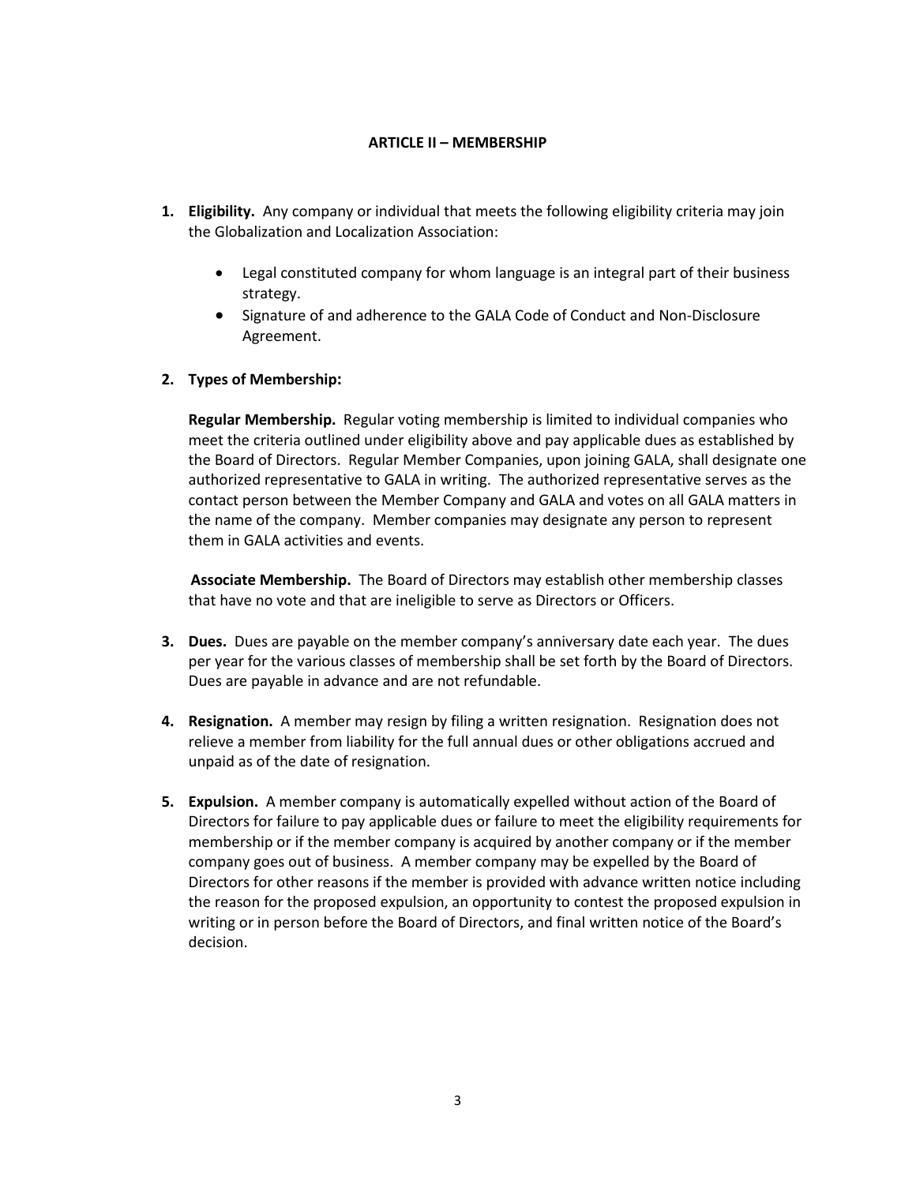## ARTICLE II – MEMBERSHIP

1. **Eligibility.** Any company or individual that meets the following eligibility criteria may join the Globalization and Localization Association:

   - Legal constituted company for whom language is an integral part of their business strategy.
   - Signature of and adherence to the GALA Code of Conduct and Non-Disclosure Agreement.

2. **Types of Membership:**

   **Regular Membership.** Regular voting membership is limited to individual companies who meet the criteria outlined under eligibility above and pay applicable dues as established by the Board of Directors. Regular Member Companies, upon joining GALA, shall designate one authorized representative to GALA in writing. The authorized representative serves as the contact person between the Member Company and GALA and votes on all GALA matters in the name of the company. Member companies may designate any person to represent them in GALA activities and events.

   **Associate Membership.** The Board of Directors may establish other membership classes that have no vote and that are ineligible to serve as Directors or Officers.

3. **Dues.** Dues are payable on the member company's anniversary date each year. The dues per year for the various classes of membership shall be set forth by the Board of Directors. Dues are payable in advance and are not refundable.

4. **Resignation.** A member may resign by filing a written resignation. Resignation does not relieve a member from liability for the full annual dues or other obligations accrued and unpaid as of the date of resignation.

5. **Expulsion.** A member company is automatically expelled without action of the Board of Directors for failure to pay applicable dues or failure to meet the eligibility requirements for membership or if the member company is acquired by another company or if the member company goes out of business. A member company may be expelled by the Board of Directors for other reasons if the member is provided with advance written notice including the reason for the proposed expulsion, an opportunity to contest the proposed expulsion in writing or in person before the Board of Directors, and final written notice of the Board's decision.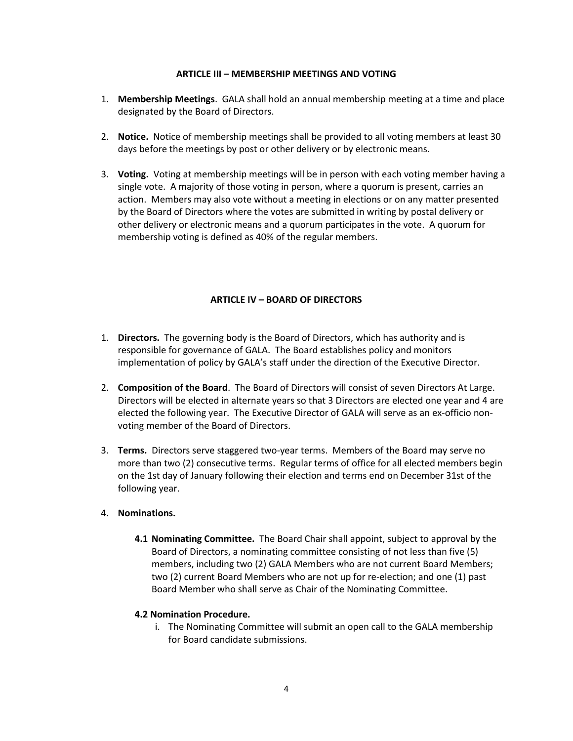## ARTICLE III – MEMBERSHIP MEETINGS AND VOTING

1. **Membership Meetings**. GALA shall hold an annual membership meeting at a time and place designated by the Board of Directors.

2. **Notice.** Notice of membership meetings shall be provided to all voting members at least 30 days before the meetings by post or other delivery or by electronic means.

3. **Voting.** Voting at membership meetings will be in person with each voting member having a single vote. A majority of those voting in person, where a quorum is present, carries an action. Members may also vote without a meeting in elections or on any matter presented by the Board of Directors where the votes are submitted in writing by postal delivery or other delivery or electronic means and a quorum participates in the vote. A quorum for membership voting is defined as 40% of the regular members.

## ARTICLE IV – BOARD OF DIRECTORS

1. **Directors.** The governing body is the Board of Directors, which has authority and is responsible for governance of GALA. The Board establishes policy and monitors implementation of policy by GALA's staff under the direction of the Executive Director.

2. **Composition of the Board**. The Board of Directors will consist of seven Directors At Large. Directors will be elected in alternate years so that 3 Directors are elected one year and 4 are elected the following year. The Executive Director of GALA will serve as an ex-officio non-voting member of the Board of Directors.

3. **Terms.** Directors serve staggered two-year terms. Members of the Board may serve no more than two (2) consecutive terms. Regular terms of office for all elected members begin on the 1st day of January following their election and terms end on December 31st of the following year.

4. **Nominations.**

   **4.1 Nominating Committee.** The Board Chair shall appoint, subject to approval by the Board of Directors, a nominating committee consisting of not less than five (5) members, including two (2) GALA Members who are not current Board Members; two (2) current Board Members who are not up for re-election; and one (1) past Board Member who shall serve as Chair of the Nominating Committee.

   **4.2 Nomination Procedure.**

   i. The Nominating Committee will submit an open call to the GALA membership for Board candidate submissions.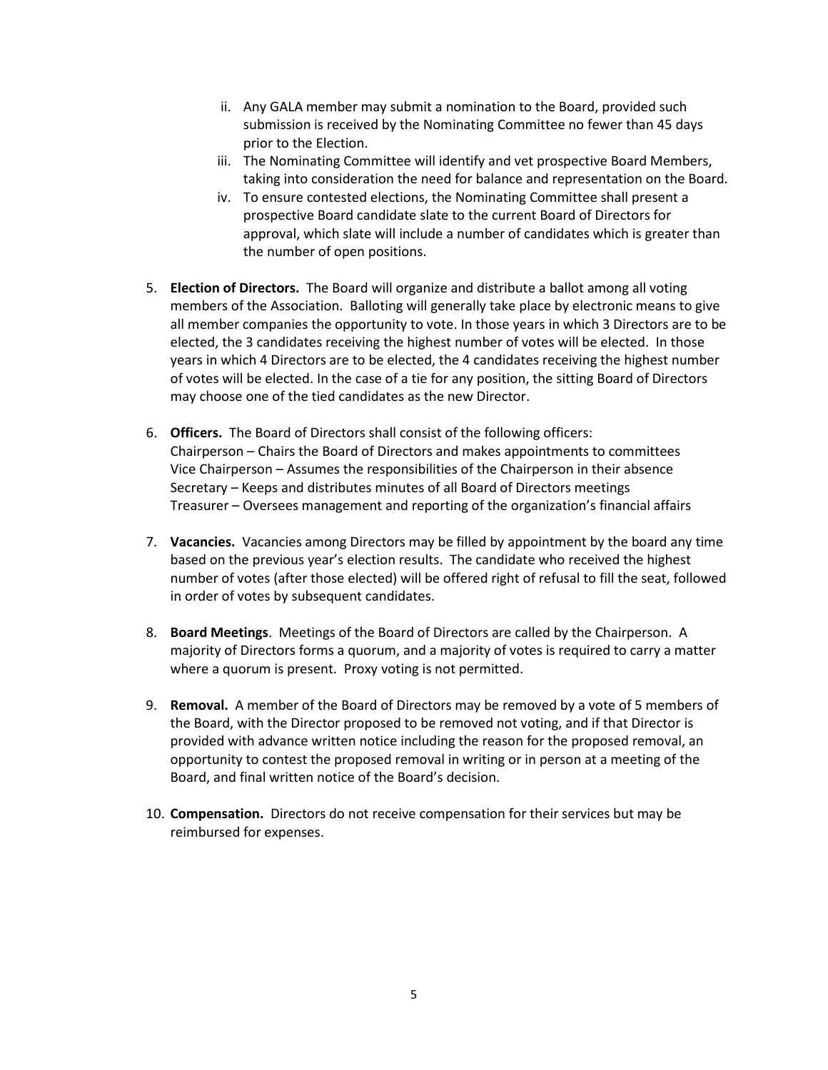ii. Any GALA member may submit a nomination to the Board, provided such submission is received by the Nominating Committee no fewer than 45 days prior to the Election.
   iii. The Nominating Committee will identify and vet prospective Board Members, taking into consideration the need for balance and representation on the Board.
   iv. To ensure contested elections, the Nominating Committee shall present a prospective Board candidate slate to the current Board of Directors for approval, which slate will include a number of candidates which is greater than the number of open positions.

5. **Election of Directors.** The Board will organize and distribute a ballot among all voting members of the Association. Balloting will generally take place by electronic means to give all member companies the opportunity to vote. In those years in which 3 Directors are to be elected, the 3 candidates receiving the highest number of votes will be elected. In those years in which 4 Directors are to be elected, the 4 candidates receiving the highest number of votes will be elected. In the case of a tie for any position, the sitting Board of Directors may choose one of the tied candidates as the new Director.

6. **Officers.** The Board of Directors shall consist of the following officers:
   Chairperson – Chairs the Board of Directors and makes appointments to committees
   Vice Chairperson – Assumes the responsibilities of the Chairperson in their absence
   Secretary – Keeps and distributes minutes of all Board of Directors meetings
   Treasurer – Oversees management and reporting of the organization's financial affairs

7. **Vacancies.** Vacancies among Directors may be filled by appointment by the board any time based on the previous year's election results. The candidate who received the highest number of votes (after those elected) will be offered right of refusal to fill the seat, followed in order of votes by subsequent candidates.

8. **Board Meetings**. Meetings of the Board of Directors are called by the Chairperson. A majority of Directors forms a quorum, and a majority of votes is required to carry a matter where a quorum is present. Proxy voting is not permitted.

9. **Removal.** A member of the Board of Directors may be removed by a vote of 5 members of the Board, with the Director proposed to be removed not voting, and if that Director is provided with advance written notice including the reason for the proposed removal, an opportunity to contest the proposed removal in writing or in person at a meeting of the Board, and final written notice of the Board's decision.

10. **Compensation.** Directors do not receive compensation for their services but may be reimbursed for expenses.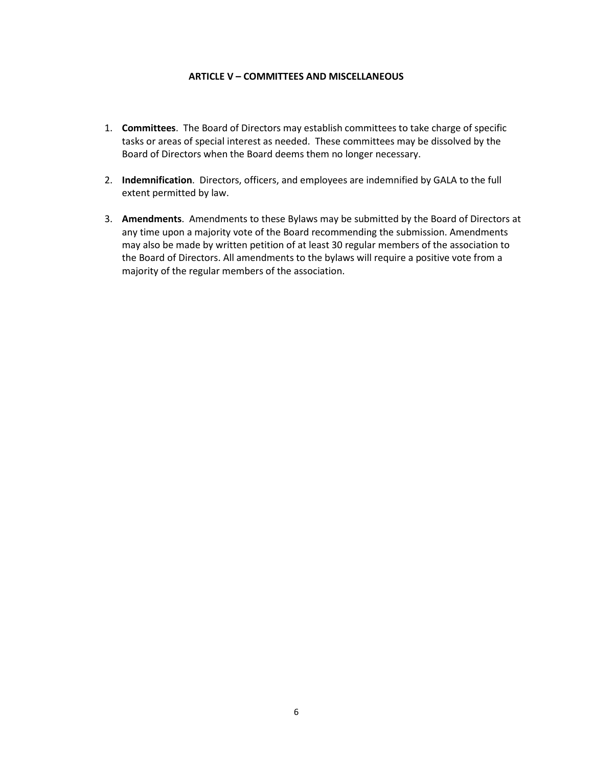## ARTICLE V – COMMITTEES AND MISCELLANEOUS

1. **Committees**. The Board of Directors may establish committees to take charge of specific tasks or areas of special interest as needed. These committees may be dissolved by the Board of Directors when the Board deems them no longer necessary.

2. **Indemnification**. Directors, officers, and employees are indemnified by GALA to the full extent permitted by law.

3. **Amendments**. Amendments to these Bylaws may be submitted by the Board of Directors at any time upon a majority vote of the Board recommending the submission. Amendments may also be made by written petition of at least 30 regular members of the association to the Board of Directors. All amendments to the bylaws will require a positive vote from a majority of the regular members of the association.